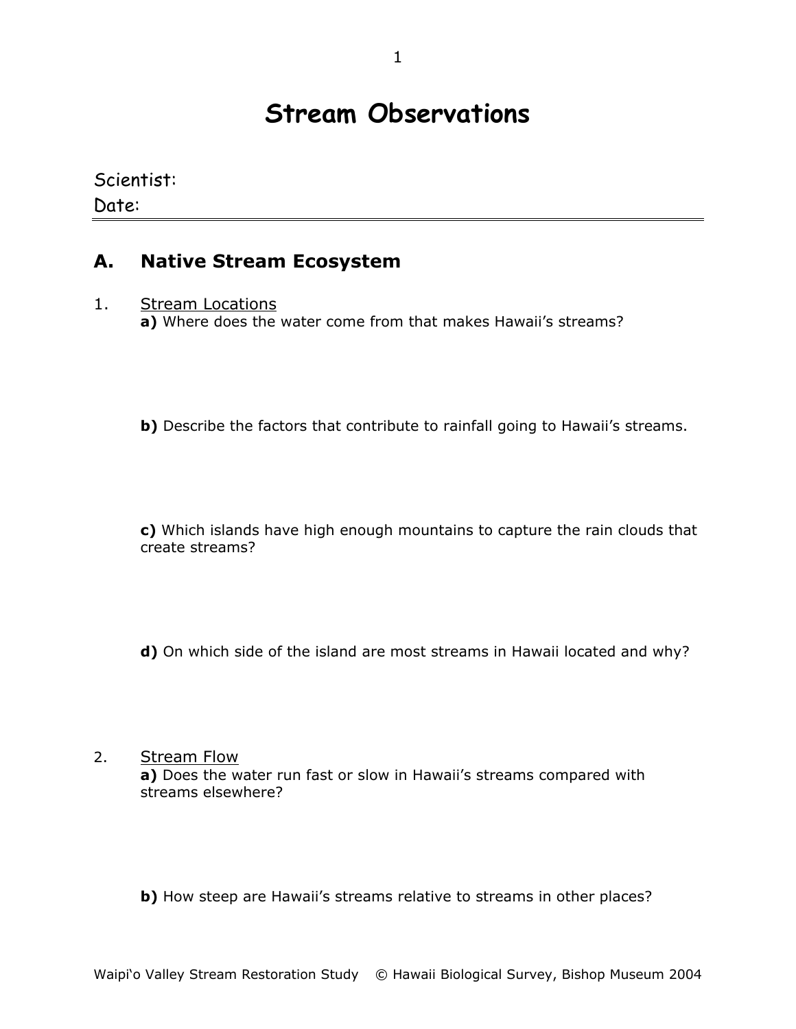# Stream Observations

Scientist:
Date:

---

## A. Native Stream Ecosystem

1. Stream Locations

   **a)** Where does the water come from that makes Hawaii's streams?

   **b)** Describe the factors that contribute to rainfall going to Hawaii's streams.

   **c)** Which islands have high enough mountains to capture the rain clouds that create streams?

   **d)** On which side of the island are most streams in Hawaii located and why?

2. Stream Flow

   **a)** Does the water run fast or slow in Hawaii's streams compared with streams elsewhere?

   **b)** How steep are Hawaii's streams relative to streams in other places?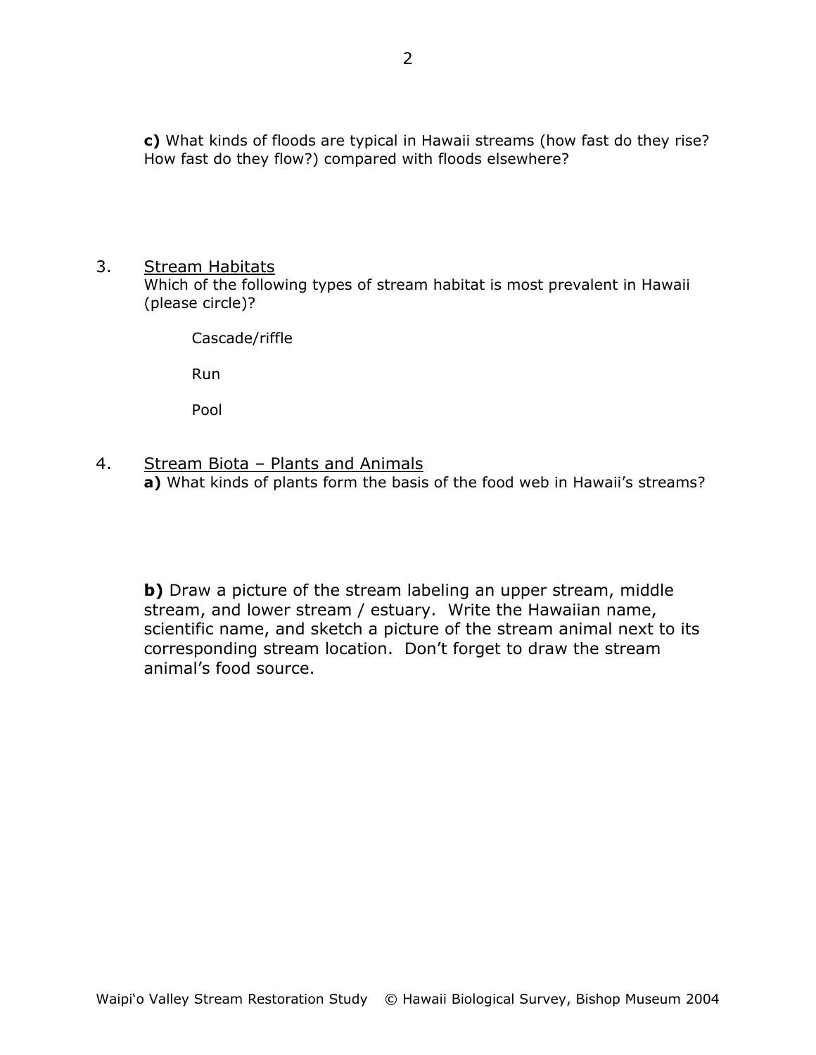**c)** What kinds of floods are typical in Hawaii streams (how fast do they rise? How fast do they flow?) compared with floods elsewhere?

3. Stream Habitats

   Which of the following types of stream habitat is most prevalent in Hawaii (please circle)?

   Cascade/riffle

   Run

   Pool

4. Stream Biota – Plants and Animals

   **a)** What kinds of plants form the basis of the food web in Hawaii's streams?

   **b)** Draw a picture of the stream labeling an upper stream, middle stream, and lower stream / estuary. Write the Hawaiian name, scientific name, and sketch a picture of the stream animal next to its corresponding stream location. Don't forget to draw the stream animal's food source.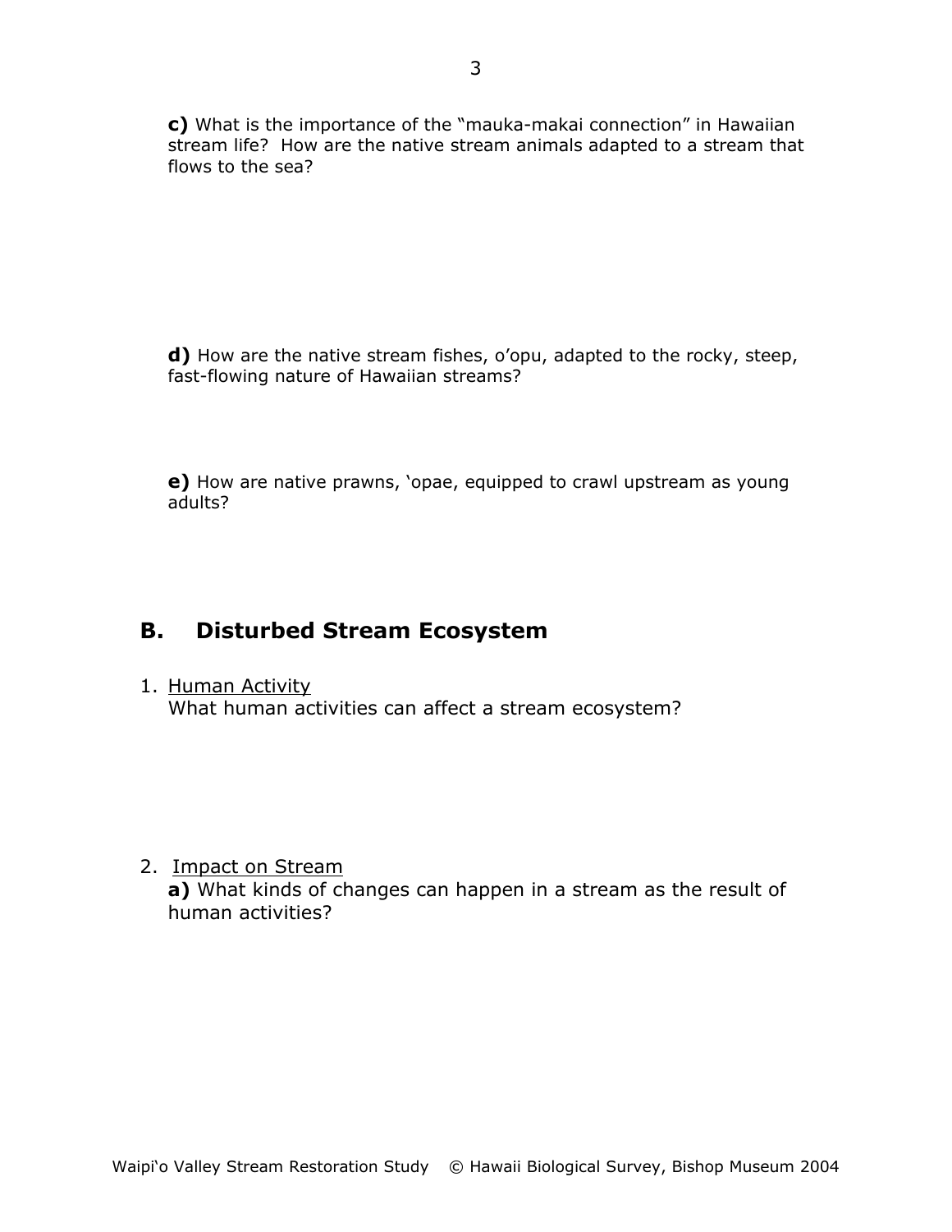**c)** What is the importance of the “mauka-makai connection” in Hawaiian stream life? How are the native stream animals adapted to a stream that flows to the sea?

**d)** How are the native stream fishes, o’opu, adapted to the rocky, steep, fast-flowing nature of Hawaiian streams?

**e)** How are native prawns, ‘opae, equipped to crawl upstream as young adults?

## B. Disturbed Stream Ecosystem

1. <u>Human Activity</u>
   What human activities can affect a stream ecosystem?

2. <u>Impact on Stream</u>
   **a)** What kinds of changes can happen in a stream as the result of human activities?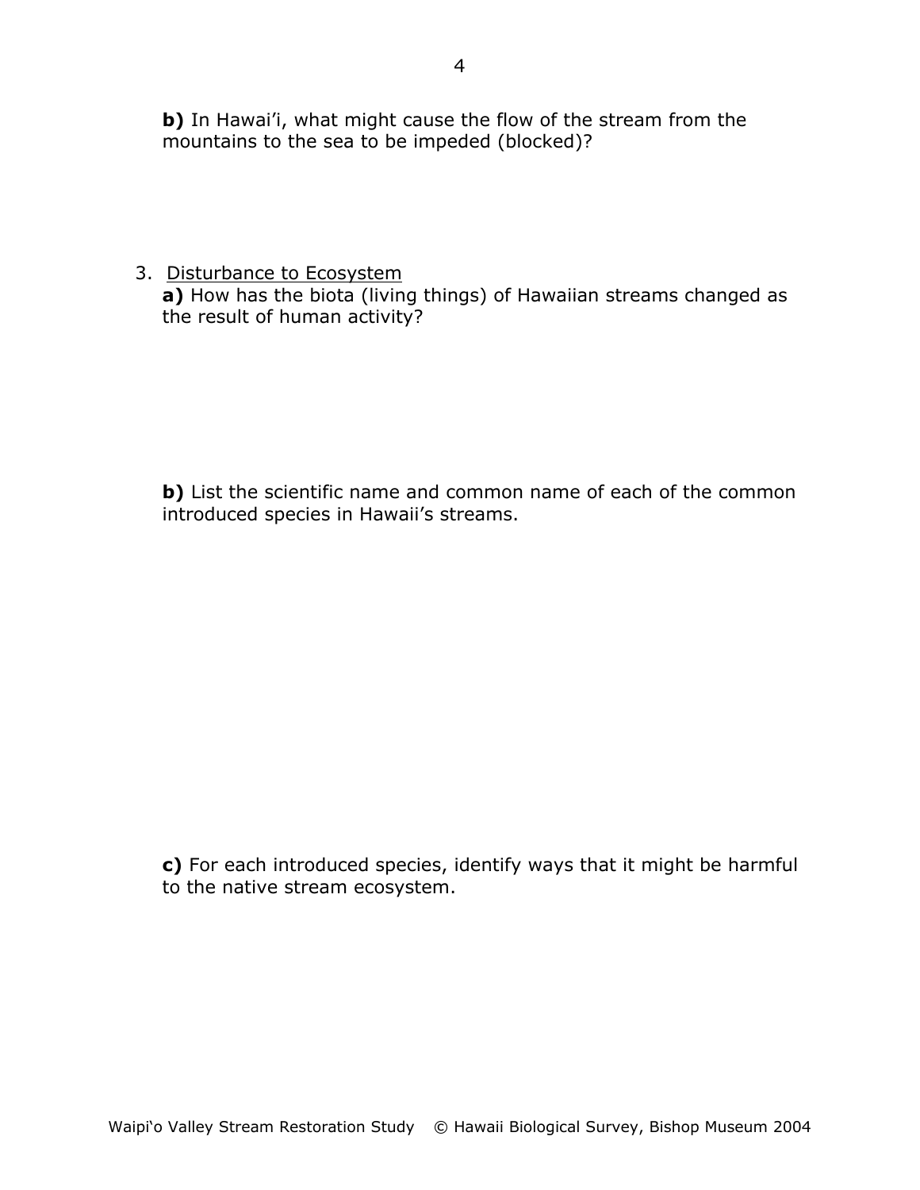**b)** In Hawai'i, what might cause the flow of the stream from the mountains to the sea to be impeded (blocked)?

3. Disturbance to Ecosystem

   **a)** How has the biota (living things) of Hawaiian streams changed as the result of human activity?

   **b)** List the scientific name and common name of each of the common introduced species in Hawaii's streams.

   **c)** For each introduced species, identify ways that it might be harmful to the native stream ecosystem.

Waipi'o Valley Stream Restoration Study © Hawaii Biological Survey, Bishop Museum 2004